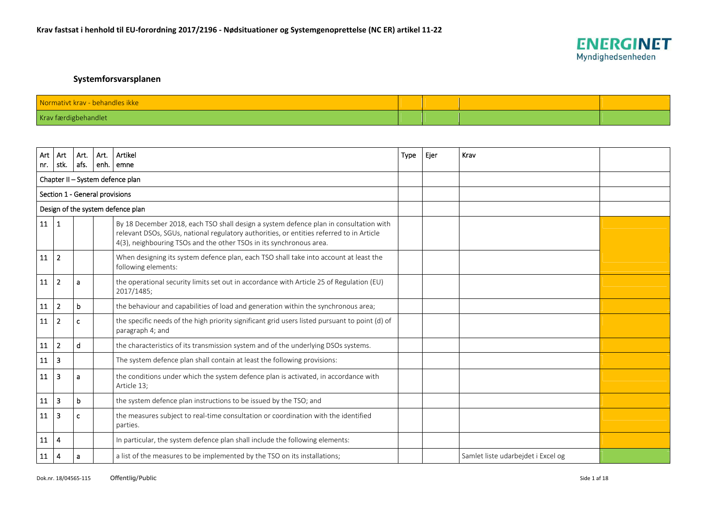**Krav fastsat i henhold til EU-forordning 2017/2196 - Nødsituationer og Systemgenoprettelse (NC ER) artikel 11-22**

## Systemforsvarsplanen

| Normativt krav - behandles ikke | | | | |
|---|---|---|---|---|
| Krav færdigbehandlet | | | | |

| Art nr. | Art stk. | Art. afs. | Art. enh. | Artikel emne | Type | Ejer | Krav | |
|---|---|---|---|---|---|---|---|---|
| Chapter II – System defence plan | | | | | | | | |
| Section 1 - General provisions | | | | | | | | |
| Design of the system defence plan | | | | | | | | |
| 11 | 1 | | | By 18 December 2018, each TSO shall design a system defence plan in consultation with relevant DSOs, SGUs, national regulatory authorities, or entities referred to in Article 4(3), neighbouring TSOs and the other TSOs in its synchronous area. | | | | |
| 11 | 2 | | | When designing its system defence plan, each TSO shall take into account at least the following elements: | | | | |
| 11 | 2 | a | | the operational security limits set out in accordance with Article 25 of Regulation (EU) 2017/1485; | | | | |
| 11 | 2 | b | | the behaviour and capabilities of load and generation within the synchronous area; | | | | |
| 11 | 2 | c | | the specific needs of the high priority significant grid users listed pursuant to point (d) of paragraph 4; and | | | | |
| 11 | 2 | d | | the characteristics of its transmission system and of the underlying DSOs systems. | | | | |
| 11 | 3 | | | The system defence plan shall contain at least the following provisions: | | | | |
| 11 | 3 | a | | the conditions under which the system defence plan is activated, in accordance with Article 13; | | | | |
| 11 | 3 | b | | the system defence plan instructions to be issued by the TSO; and | | | | |
| 11 | 3 | c | | the measures subject to real-time consultation or coordination with the identified parties. | | | | |
| 11 | 4 | | | In particular, the system defence plan shall include the following elements: | | | | |
| 11 | 4 | a | | a list of the measures to be implemented by the TSO on its installations; | | | Samlet liste udarbejdet i Excel og | |

Dok.nr. 18/04565-115 Offentlig/Public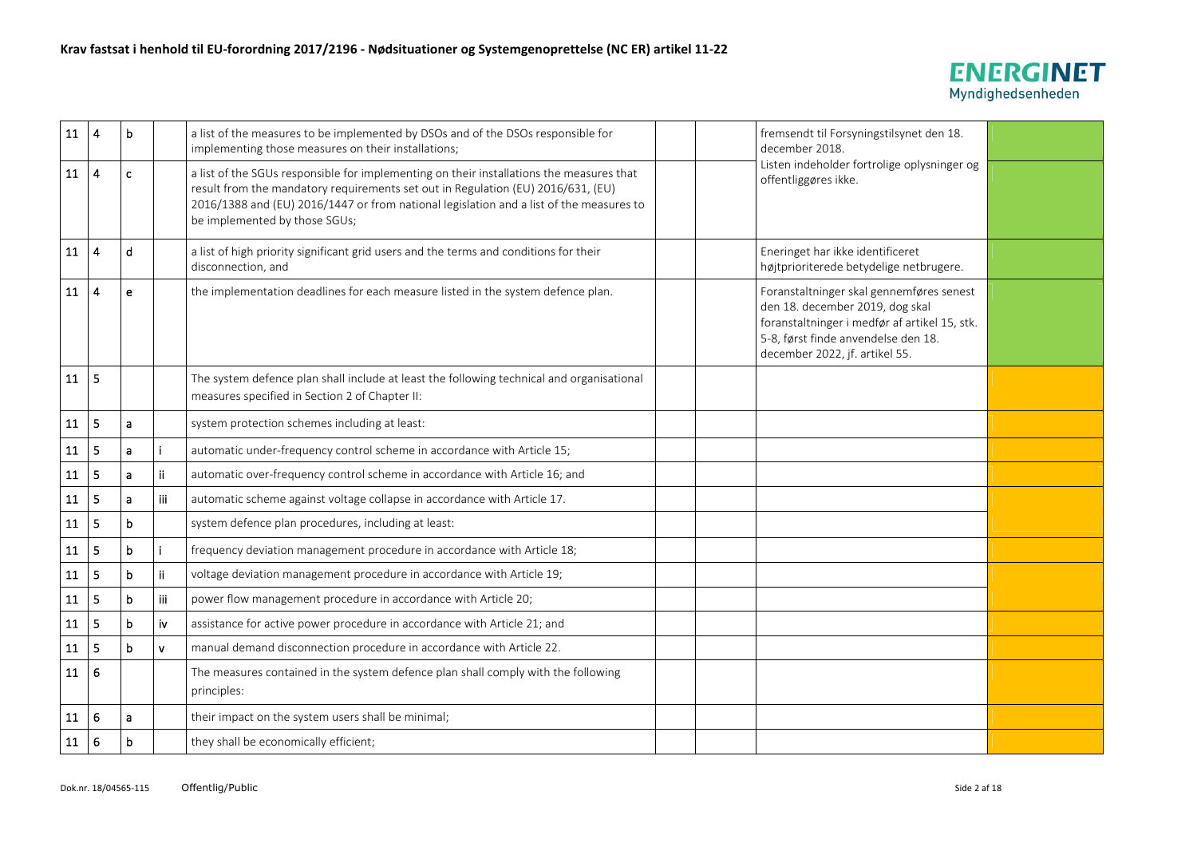## Krav fastsat i henhold til EU-forordning 2017/2196 - Nødsituationer og Systemgenoprettelse (NC ER) artikel 11-22

| | | | | | | | | |
|---|---|---|---|---|---|---|---|---|
| 11 | 4 | b | | a list of the measures to be implemented by DSOs and of the DSOs responsible for implementing those measures on their installations; | | | fremsendt til Forsyningstilsynet den 18. december 2018. Listen indeholder fortrolige oplysninger og offentliggøres ikke. | |
| 11 | 4 | c | | a list of the SGUs responsible for implementing on their installations the measures that result from the mandatory requirements set out in Regulation (EU) 2016/631, (EU) 2016/1388 and (EU) 2016/1447 or from national legislation and a list of the measures to be implemented by those SGUs; | | | | |
| 11 | 4 | d | | a list of high priority significant grid users and the terms and conditions for their disconnection, and | | | Eneringet har ikke identificeret højtprioriterede betydelige netbrugere. | |
| 11 | 4 | e | | the implementation deadlines for each measure listed in the system defence plan. | | | Foranstaltninger skal gennemføres senest den 18. december 2019, dog skal foranstaltninger i medfør af artikel 15, stk. 5-8, først finde anvendelse den 18. december 2022, jf. artikel 55. | |
| 11 | 5 | | | The system defence plan shall include at least the following technical and organisational measures specified in Section 2 of Chapter II: | | | | |
| 11 | 5 | a | | system protection schemes including at least: | | | | |
| 11 | 5 | a | i | automatic under-frequency control scheme in accordance with Article 15; | | | | |
| 11 | 5 | a | ii | automatic over-frequency control scheme in accordance with Article 16; and | | | | |
| 11 | 5 | a | iii | automatic scheme against voltage collapse in accordance with Article 17. | | | | |
| 11 | 5 | b | | system defence plan procedures, including at least: | | | | |
| 11 | 5 | b | i | frequency deviation management procedure in accordance with Article 18; | | | | |
| 11 | 5 | b | ii | voltage deviation management procedure in accordance with Article 19; | | | | |
| 11 | 5 | b | iii | power flow management procedure in accordance with Article 20; | | | | |
| 11 | 5 | b | iv | assistance for active power procedure in accordance with Article 21; and | | | | |
| 11 | 5 | b | v | manual demand disconnection procedure in accordance with Article 22. | | | | |
| 11 | 6 | | | The measures contained in the system defence plan shall comply with the following principles: | | | | |
| 11 | 6 | a | | their impact on the system users shall be minimal; | | | | |
| 11 | 6 | b | | they shall be economically efficient; | | | | |

Dok.nr. 18/04565-115 Offentlig/Public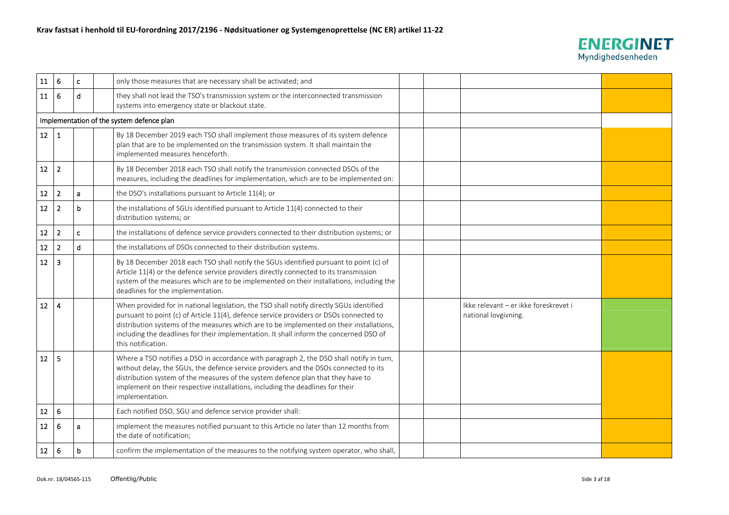| | | | | | | | | |
|---|---|---|---|---|---|---|---|---|
| 11 | 6 | c | | only those measures that are necessary shall be activated; and | | | | |
| 11 | 6 | d | | they shall not lead the TSO's transmission system or the interconnected transmission systems into emergency state or blackout state. | | | | |
| Implementation of the system defence plan | | | | | | | | |
| 12 | 1 | | | By 18 December 2019 each TSO shall implement those measures of its system defence plan that are to be implemented on the transmission system. It shall maintain the implemented measures henceforth. | | | | |
| 12 | 2 | | | By 18 December 2018 each TSO shall notify the transmission connected DSOs of the measures, including the deadlines for implementation, which are to be implemented on: | | | | |
| 12 | 2 | a | | the DSO's installations pursuant to Article 11(4); or | | | | |
| 12 | 2 | b | | the installations of SGUs identified pursuant to Article 11(4) connected to their distribution systems; or | | | | |
| 12 | 2 | c | | the installations of defence service providers connected to their distribution systems; or | | | | |
| 12 | 2 | d | | the installations of DSOs connected to their distribution systems. | | | | |
| 12 | 3 | | | By 18 December 2018 each TSO shall notify the SGUs identified pursuant to point (c) of Article 11(4) or the defence service providers directly connected to its transmission system of the measures which are to be implemented on their installations, including the deadlines for the implementation. | | | | |
| 12 | 4 | | | When provided for in national legislation, the TSO shall notify directly SGUs identified pursuant to point (c) of Article 11(4), defence service providers or DSOs connected to distribution systems of the measures which are to be implemented on their installations, including the deadlines for their implementation. It shall inform the concerned DSO of this notification. | | | Ikke relevant – er ikke foreskrevet i national lovgivning. | |
| 12 | 5 | | | Where a TSO notifies a DSO in accordance with paragraph 2, the DSO shall notify in turn, without delay, the SGUs, the defence service providers and the DSOs connected to its distribution system of the measures of the system defence plan that they have to implement on their respective installations, including the deadlines for their implementation. | | | | |
| 12 | 6 | | | Each notified DSO, SGU and defence service provider shall: | | | | |
| 12 | 6 | a | | implement the measures notified pursuant to this Article no later than 12 months from the date of notification; | | | | |
| 12 | 6 | b | | confirm the implementation of the measures to the notifying system operator, who shall, | | | | |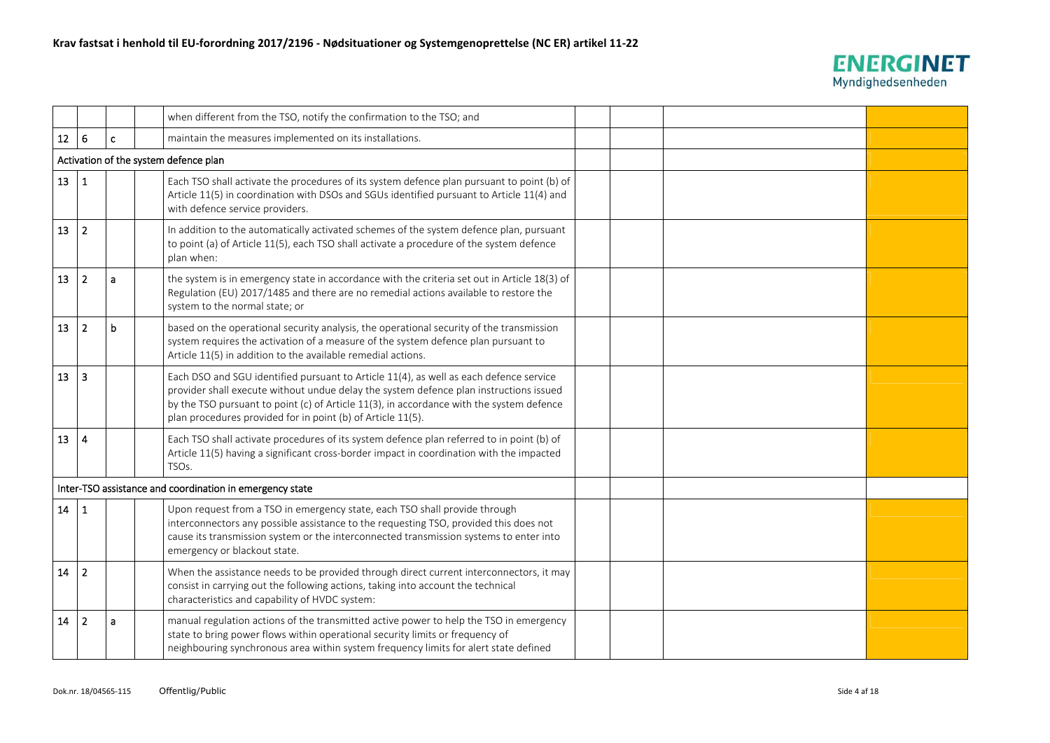| | | | | | | | | |
|---|---|---|---|---|---|---|---|---|
| | | | | when different from the TSO, notify the confirmation to the TSO; and | | | | |
| 12 | 6 | c | | maintain the measures implemented on its installations. | | | | |
| Activation of the system defence plan | | | | | | | | |
| 13 | 1 | | | Each TSO shall activate the procedures of its system defence plan pursuant to point (b) of Article 11(5) in coordination with DSOs and SGUs identified pursuant to Article 11(4) and with defence service providers. | | | | |
| 13 | 2 | | | In addition to the automatically activated schemes of the system defence plan, pursuant to point (a) of Article 11(5), each TSO shall activate a procedure of the system defence plan when: | | | | |
| 13 | 2 | a | | the system is in emergency state in accordance with the criteria set out in Article 18(3) of Regulation (EU) 2017/1485 and there are no remedial actions available to restore the system to the normal state; or | | | | |
| 13 | 2 | b | | based on the operational security analysis, the operational security of the transmission system requires the activation of a measure of the system defence plan pursuant to Article 11(5) in addition to the available remedial actions. | | | | |
| 13 | 3 | | | Each DSO and SGU identified pursuant to Article 11(4), as well as each defence service provider shall execute without undue delay the system defence plan instructions issued by the TSO pursuant to point (c) of Article 11(3), in accordance with the system defence plan procedures provided for in point (b) of Article 11(5). | | | | |
| 13 | 4 | | | Each TSO shall activate procedures of its system defence plan referred to in point (b) of Article 11(5) having a significant cross-border impact in coordination with the impacted TSOs. | | | | |
| Inter-TSO assistance and coordination in emergency state | | | | | | | | |
| 14 | 1 | | | Upon request from a TSO in emergency state, each TSO shall provide through interconnectors any possible assistance to the requesting TSO, provided this does not cause its transmission system or the interconnected transmission systems to enter into emergency or blackout state. | | | | |
| 14 | 2 | | | When the assistance needs to be provided through direct current interconnectors, it may consist in carrying out the following actions, taking into account the technical characteristics and capability of HVDC system: | | | | |
| 14 | 2 | a | | manual regulation actions of the transmitted active power to help the TSO in emergency state to bring power flows within operational security limits or frequency of neighbouring synchronous area within system frequency limits for alert state defined | | | | |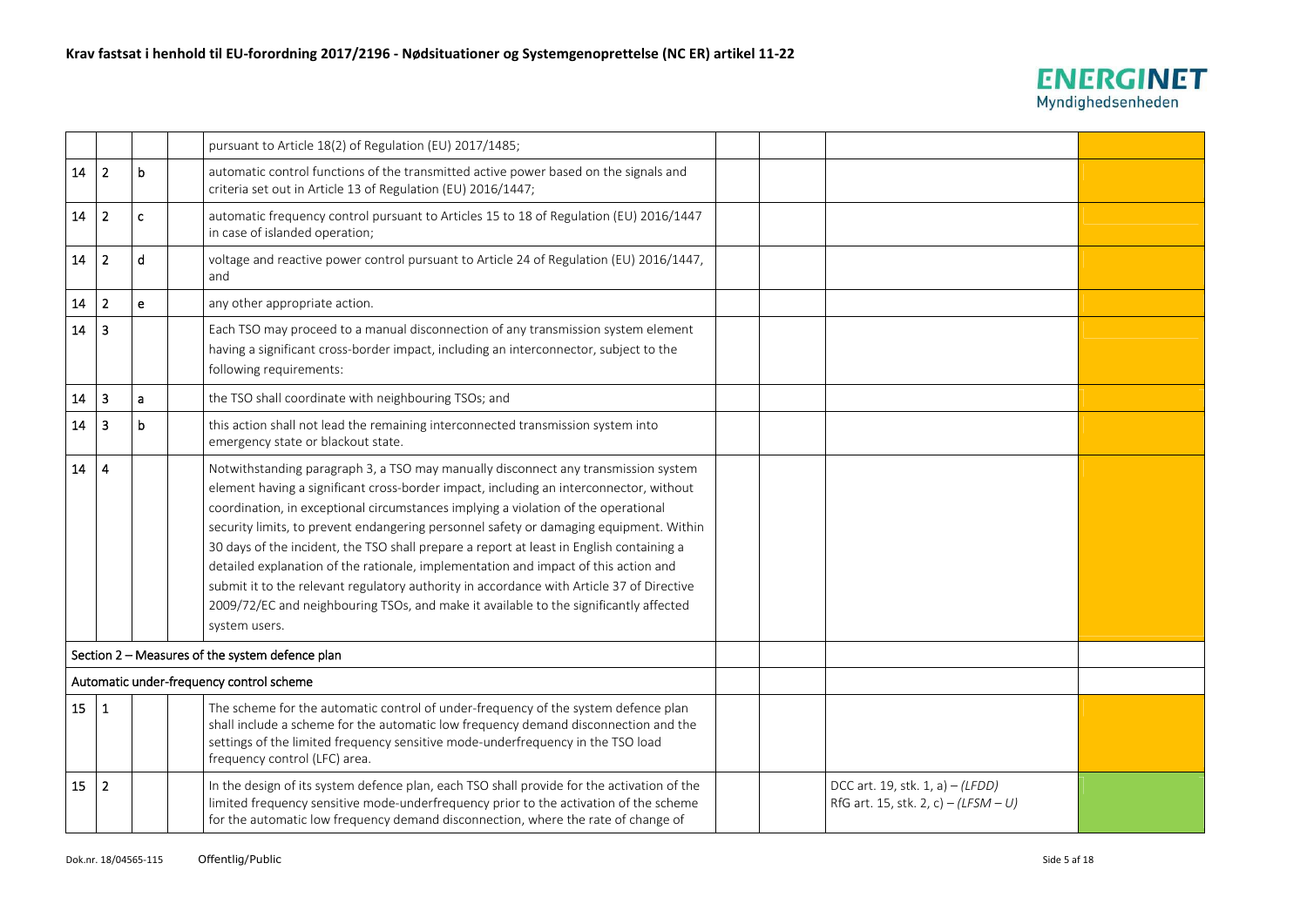|  |  |  |  | pursuant to Article 18(2) of Regulation (EU) 2017/1485; |  |  |  |  |
|---|---|---|---|---|---|---|---|---|
| 14 | 2 | b |  | automatic control functions of the transmitted active power based on the signals and criteria set out in Article 13 of Regulation (EU) 2016/1447; |  |  |  |  |
| 14 | 2 | c |  | automatic frequency control pursuant to Articles 15 to 18 of Regulation (EU) 2016/1447 in case of islanded operation; |  |  |  |  |
| 14 | 2 | d |  | voltage and reactive power control pursuant to Article 24 of Regulation (EU) 2016/1447, and |  |  |  |  |
| 14 | 2 | e |  | any other appropriate action. |  |  |  |  |
| 14 | 3 |  |  | Each TSO may proceed to a manual disconnection of any transmission system element having a significant cross-border impact, including an interconnector, subject to the following requirements: |  |  |  |  |
| 14 | 3 | a |  | the TSO shall coordinate with neighbouring TSOs; and |  |  |  |  |
| 14 | 3 | b |  | this action shall not lead the remaining interconnected transmission system into emergency state or blackout state. |  |  |  |  |
| 14 | 4 |  |  | Notwithstanding paragraph 3, a TSO may manually disconnect any transmission system element having a significant cross-border impact, including an interconnector, without coordination, in exceptional circumstances implying a violation of the operational security limits, to prevent endangering personnel safety or damaging equipment. Within 30 days of the incident, the TSO shall prepare a report at least in English containing a detailed explanation of the rationale, implementation and impact of this action and submit it to the relevant regulatory authority in accordance with Article 37 of Directive 2009/72/EC and neighbouring TSOs, and make it available to the significantly affected system users. |  |  |  |  |
| Section 2 – Measures of the system defence plan |  |  |  |  |  |  |  |  |
| Automatic under-frequency control scheme |  |  |  |  |  |  |  |  |
| 15 | 1 |  |  | The scheme for the automatic control of under-frequency of the system defence plan shall include a scheme for the automatic low frequency demand disconnection and the settings of the limited frequency sensitive mode-underfrequency in the TSO load frequency control (LFC) area. |  |  |  |  |
| 15 | 2 |  |  | In the design of its system defence plan, each TSO shall provide for the activation of the limited frequency sensitive mode-underfrequency prior to the activation of the scheme for the automatic low frequency demand disconnection, where the rate of change of |  |  | DCC art. 19, stk. 1, a) – *(LFDD)*<br>RfG art. 15, stk. 2, c) – *(LFSM – U)* |  |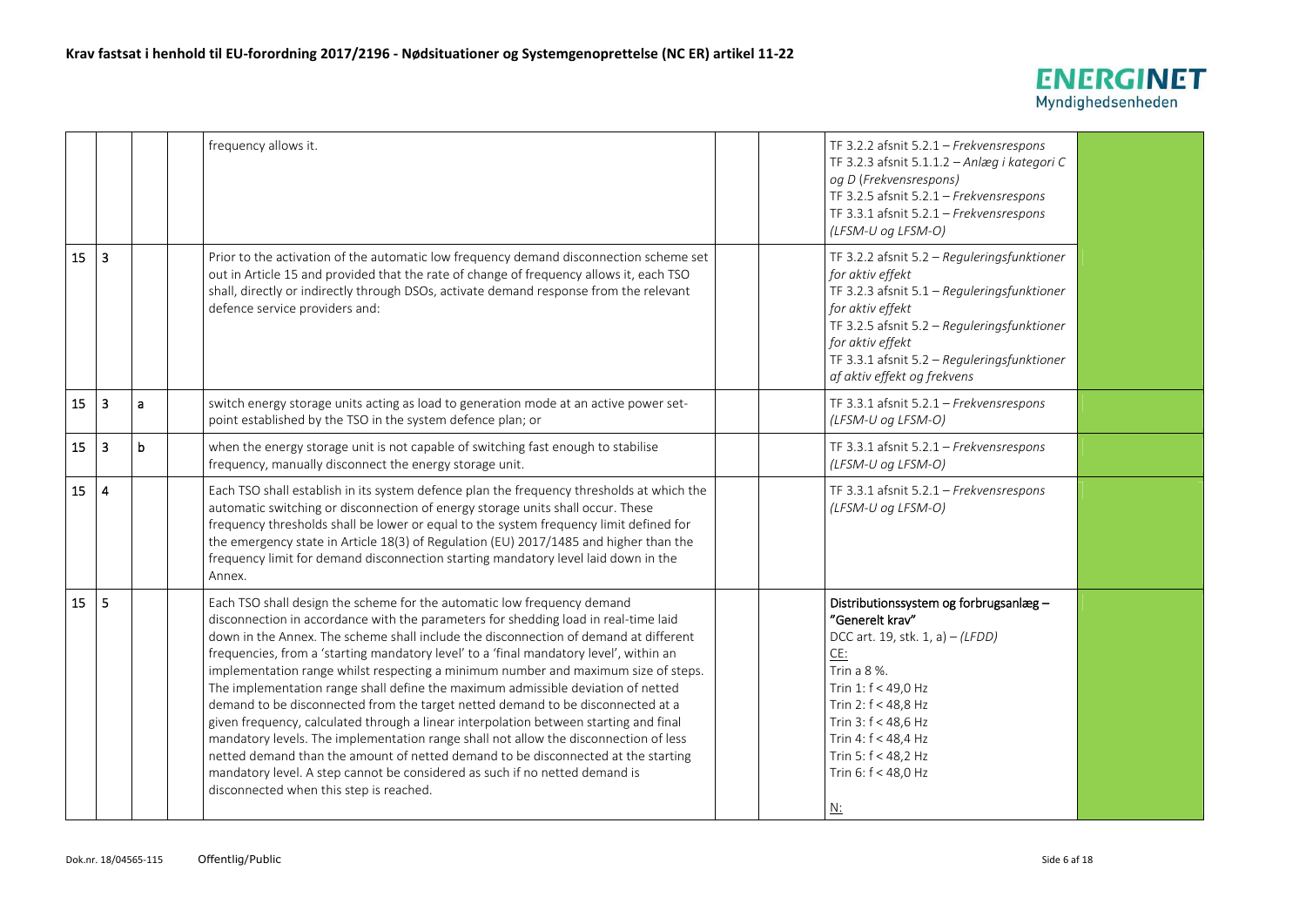# Krav fastsat i henhold til EU-forordning 2017/2196 - Nødsituationer og Systemgenopretelse (NC ER) artikel 11-22

|  |  |  |  |  |  |  |  |  |
|---|---|---|---|---|---|---|---|---|
|  |  |  |  | frequency allows it. |  |  | TF 3.2.2 afsnit 5.2.1 – *Frekvensrespons*<br>TF 3.2.3 afsnit 5.1.1.2 – *Anlæg i kategori C og D* (*Frekvensrespons)*<br>TF 3.2.5 afsnit 5.2.1 – *Frekvensrespons*<br>TF 3.3.1 afsnit 5.2.1 – *Frekvensrespons (LFSM-U og LFSM-O)* |  |
| 15 | 3 |  |  | Prior to the activation of the automatic low frequency demand disconnection scheme set out in Article 15 and provided that the rate of change of frequency allows it, each TSO shall, directly or indirectly through DSOs, activate demand response from the relevant defence service providers and: |  |  | TF 3.2.2 afsnit 5.2 – *Reguleringsfunktioner for aktiv effekt*<br>TF 3.2.3 afsnit 5.1 – *Reguleringsfunktioner for aktiv effekt*<br>TF 3.2.5 afsnit 5.2 – *Reguleringsfunktioner for aktiv effekt*<br>TF 3.3.1 afsnit 5.2 – *Reguleringsfunktioner af aktiv effekt og frekvens* |  |
| 15 | 3 | a |  | switch energy storage units acting as load to generation mode at an active power set-point established by the TSO in the system defence plan; or |  |  | TF 3.3.1 afsnit 5.2.1 – *Frekvensrespons (LFSM-U og LFSM-O)* |  |
| 15 | 3 | b |  | when the energy storage unit is not capable of switching fast enough to stabilise frequency, manually disconnect the energy storage unit. |  |  | TF 3.3.1 afsnit 5.2.1 – *Frekvensrespons (LFSM-U og LFSM-O)* |  |
| 15 | 4 |  |  | Each TSO shall establish in its system defence plan the frequency thresholds at which the automatic switching or disconnection of energy storage units shall occur. These frequency thresholds shall be lower or equal to the system frequency limit defined for the emergency state in Article 18(3) of Regulation (EU) 2017/1485 and higher than the frequency limit for demand disconnection starting mandatory level laid down in the Annex. |  |  | TF 3.3.1 afsnit 5.2.1 – *Frekvensrespons (LFSM-U og LFSM-O)* |  |
| 15 | 5 |  |  | Each TSO shall design the scheme for the automatic low frequency demand disconnection in accordance with the parameters for shedding load in real-time laid down in the Annex. The scheme shall include the disconnection of demand at different frequencies, from a 'starting mandatory level' to a 'final mandatory level', within an implementation range whilst respecting a minimum number and maximum size of steps. The implementation range shall define the maximum admissible deviation of netted demand to be disconnected from the target netted demand to be disconnected at a given frequency, calculated through a linear interpolation between starting and final mandatory levels. The implementation range shall not allow the disconnection of less netted demand than the amount of netted demand to be disconnected at the starting mandatory level. A step cannot be considered as such if no netted demand is disconnected when this step is reached. |  |  | Distributionssystem og forbrugsanlæg – "Generelt krav"<br>DCC art. 19, stk. 1, a) – *(LFDD)*<br><u>CE:</u><br>Trin a 8 %.<br>Trin 1: f < 49,0 Hz<br>Trin 2: f < 48,8 Hz<br>Trin 3: f < 48,6 Hz<br>Trin 4: f < 48,4 Hz<br>Trin 5: f < 48,2 Hz<br>Trin 6: f < 48,0 Hz<br><br><u>N:</u> |  |

Dok.nr. 18/04565-115 Offentlig/Public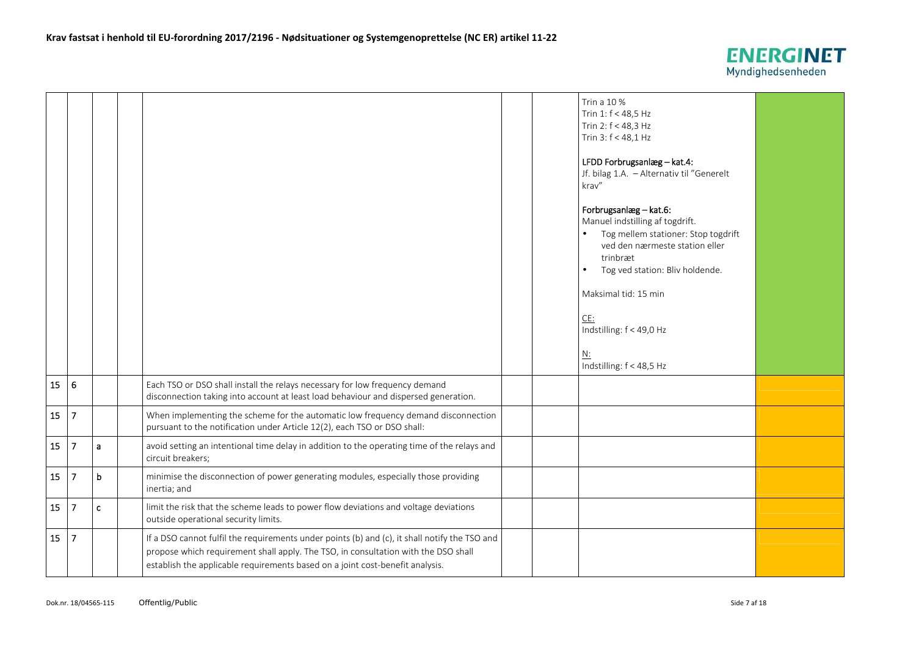| | | | | | | | | |
|---|---|---|---|---|---|---|---|---|
| | | | | | | | Trin a 10 %<br>Trin 1: f < 48,5 Hz<br>Trin 2: f < 48,3 Hz<br>Trin 3: f < 48,1 Hz<br><br>LFDD Forbrugsanlæg – kat.4:<br>Jf. bilag 1.A. – Alternativ til "Generelt krav"<br><br>Forbrugsanlæg – kat.6:<br>Manuel indstilling af togdrift.<br>• Tog mellem stationer: Stop togdrift ved den nærmeste station eller trinbræt<br>• Tog ved station: Bliv holdende.<br><br>Maksimal tid: 15 min<br><br>CE:<br>Indstilling: f < 49,0 Hz<br><br>N:<br>Indstilling: f < 48,5 Hz | |
| 15 | 6 | | | Each TSO or DSO shall install the relays necessary for low frequency demand disconnection taking into account at least load behaviour and dispersed generation. | | | | |
| 15 | 7 | | | When implementing the scheme for the automatic low frequency demand disconnection pursuant to the notification under Article 12(2), each TSO or DSO shall: | | | | |
| 15 | 7 | a | | avoid setting an intentional time delay in addition to the operating time of the relays and circuit breakers; | | | | |
| 15 | 7 | b | | minimise the disconnection of power generating modules, especially those providing inertia; and | | | | |
| 15 | 7 | c | | limit the risk that the scheme leads to power flow deviations and voltage deviations outside operational security limits. | | | | |
| 15 | 7 | | | If a DSO cannot fulfil the requirements under points (b) and (c), it shall notify the TSO and propose which requirement shall apply. The TSO, in consultation with the DSO shall establish the applicable requirements based on a joint cost-benefit analysis. | | | | |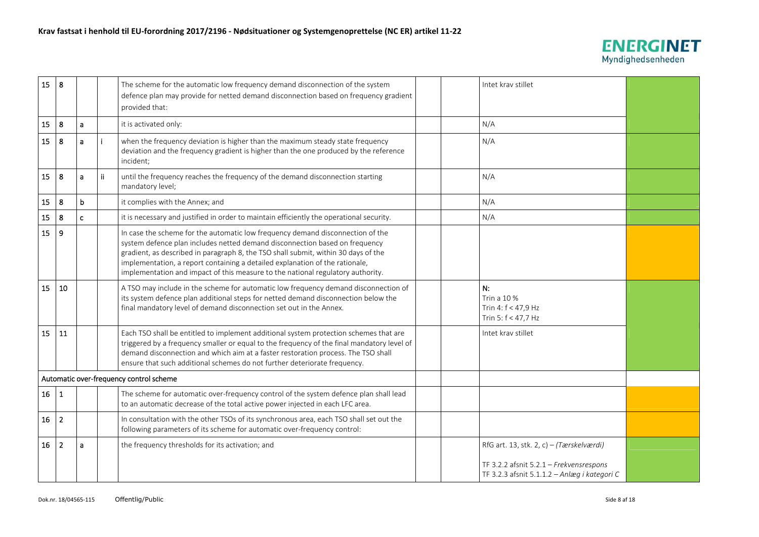| | | | | | | | | |
|---|---|---|---|---|---|---|---|---|
| 15 | 8 | | | The scheme for the automatic low frequency demand disconnection of the system defence plan may provide for netted demand disconnection based on frequency gradient provided that: | | | Intet krav stillet | |
| 15 | 8 | a | | it is activated only: | | | N/A | |
| 15 | 8 | a | i | when the frequency deviation is higher than the maximum steady state frequency deviation and the frequency gradient is higher than the one produced by the reference incident; | | | N/A | |
| 15 | 8 | a | ii | until the frequency reaches the frequency of the demand disconnection starting mandatory level; | | | N/A | |
| 15 | 8 | b | | it complies with the Annex; and | | | N/A | |
| 15 | 8 | c | | it is necessary and justified in order to maintain efficiently the operational security. | | | N/A | |
| 15 | 9 | | | In case the scheme for the automatic low frequency demand disconnection of the system defence plan includes netted demand disconnection based on frequency gradient, as described in paragraph 8, the TSO shall submit, within 30 days of the implementation, a report containing a detailed explanation of the rationale, implementation and impact of this measure to the national regulatory authority. | | | | |
| 15 | 10 | | | A TSO may include in the scheme for automatic low frequency demand disconnection of its system defence plan additional steps for netted demand disconnection below the final mandatory level of demand disconnection set out in the Annex. | | | **N:**<br>Trin a 10 %<br>Trin 4: f < 47,9 Hz<br>Trin 5: f < 47,7 Hz | |
| 15 | 11 | | | Each TSO shall be entitled to implement additional system protection schemes that are triggered by a frequency smaller or equal to the frequency of the final mandatory level of demand disconnection and which aim at a faster restoration process. The TSO shall ensure that such additional schemes do not further deteriorate frequency. | | | Intet krav stillet | |
| Automatic over-frequency control scheme | | | | | | | | |
| 16 | 1 | | | The scheme for automatic over-frequency control of the system defence plan shall lead to an automatic decrease of the total active power injected in each LFC area. | | | | |
| 16 | 2 | | | In consultation with the other TSOs of its synchronous area, each TSO shall set out the following parameters of its scheme for automatic over-frequency control: | | | | |
| 16 | 2 | a | | the frequency thresholds for its activation; and | | | RfG art. 13, stk. 2, c) – *(Tærskelværdi)*<br><br>TF 3.2.2 afsnit 5.2.1 – *Frekvensrespons*<br>TF 3.2.3 afsnit 5.1.1.2 – *Anlæg i kategori C* | |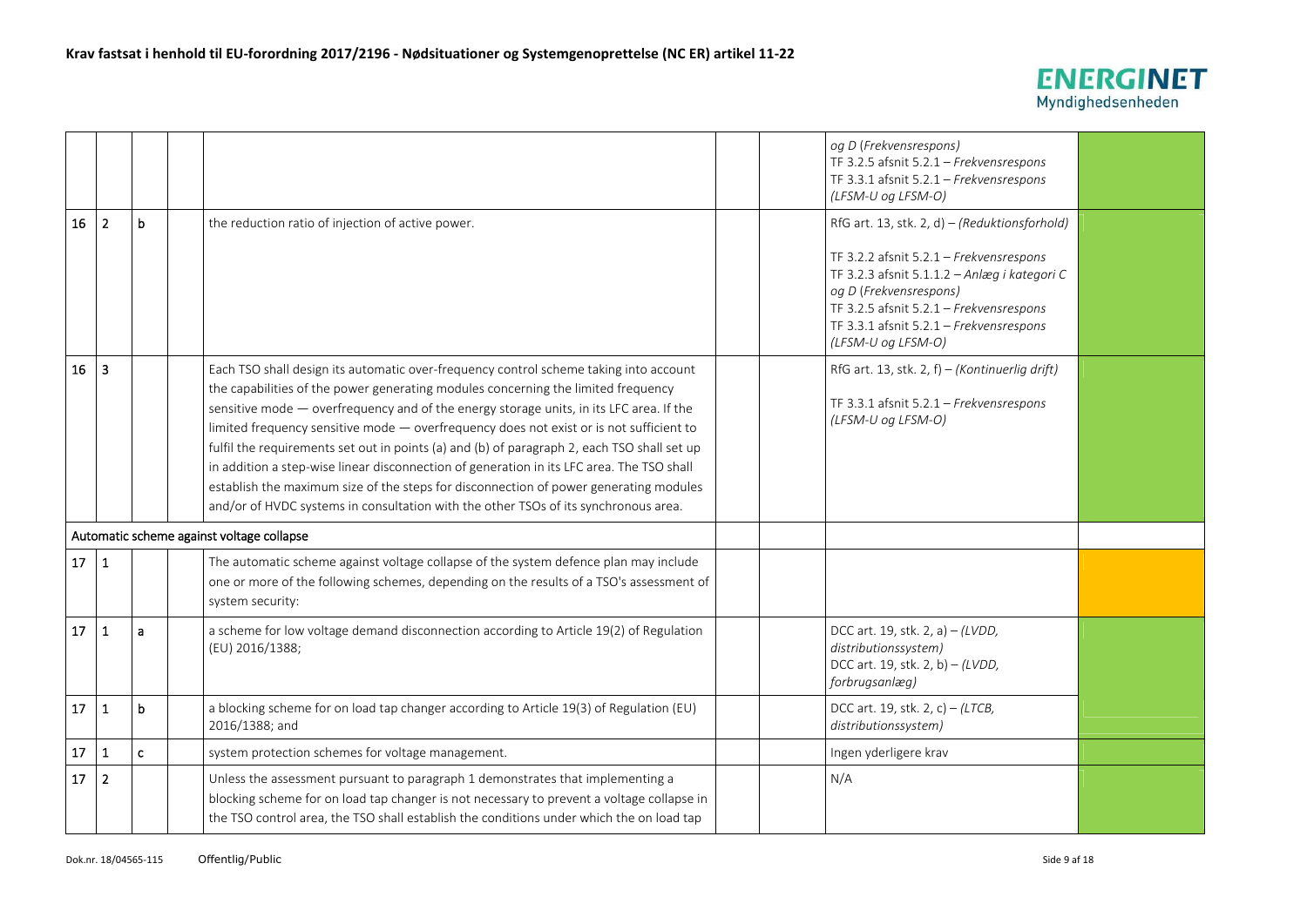## Krav fastsat i henhold til EU-forordning 2017/2196 - Nødsituationer og Systemgenoprettelse (NC ER) artikel 11-22

| | | | | | | | | |
|---|---|---|---|---|---|---|---|---|
| | | | | | | | *og D (Frekvensrespons)*<br>TF 3.2.5 afsnit 5.2.1 – *Frekvensrespons*<br>TF 3.3.1 afsnit 5.2.1 – *Frekvensrespons (LFSM-U og LFSM-O)* | |
| 16 | 2 | b | | the reduction ratio of injection of active power. | | | RfG art. 13, stk. 2, d) – *(Reduktionsforhold)*<br>TF 3.2.2 afsnit 5.2.1 – *Frekvensrespons*<br>TF 3.2.3 afsnit 5.1.1.2 – *Anlæg i kategori C og D (Frekvensrespons)*<br>TF 3.2.5 afsnit 5.2.1 – *Frekvensrespons*<br>TF 3.3.1 afsnit 5.2.1 – *Frekvensrespons (LFSM-U og LFSM-O)* | |
| 16 | 3 | | | Each TSO shall design its automatic over-frequency control scheme taking into account the capabilities of the power generating modules concerning the limited frequency sensitive mode — overfrequency and of the energy storage units, in its LFC area. If the limited frequency sensitive mode — overfrequency does not exist or is not sufficient to fulfil the requirements set out in points (a) and (b) of paragraph 2, each TSO shall set up in addition a step-wise linear disconnection of generation in its LFC area. The TSO shall establish the maximum size of the steps for disconnection of power generating modules and/or of HVDC systems in consultation with the other TSOs of its synchronous area. | | | RfG art. 13, stk. 2, f) – *(Kontinuerlig drift)*<br>TF 3.3.1 afsnit 5.2.1 – *Frekvensrespons (LFSM-U og LFSM-O)* | |
| Automatic scheme against voltage collapse | | | | | | | | |
| 17 | 1 | | | The automatic scheme against voltage collapse of the system defence plan may include one or more of the following schemes, depending on the results of a TSO's assessment of system security: | | | | |
| 17 | 1 | a | | a scheme for low voltage demand disconnection according to Article 19(2) of Regulation (EU) 2016/1388; | | | DCC art. 19, stk. 2, a) – *(LVDD, distributionssystem)*<br>DCC art. 19, stk. 2, b) – *(LVDD, forbrugsanlæg)* | |
| 17 | 1 | b | | a blocking scheme for on load tap changer according to Article 19(3) of Regulation (EU) 2016/1388; and | | | DCC art. 19, stk. 2, c) – *(LTCB, distributionssystem)* | |
| 17 | 1 | c | | system protection schemes for voltage management. | | | Ingen yderligere krav | |
| 17 | 2 | | | Unless the assessment pursuant to paragraph 1 demonstrates that implementing a blocking scheme for on load tap changer is not necessary to prevent a voltage collapse in the TSO control area, the TSO shall establish the conditions under which the on load tap | | | N/A | |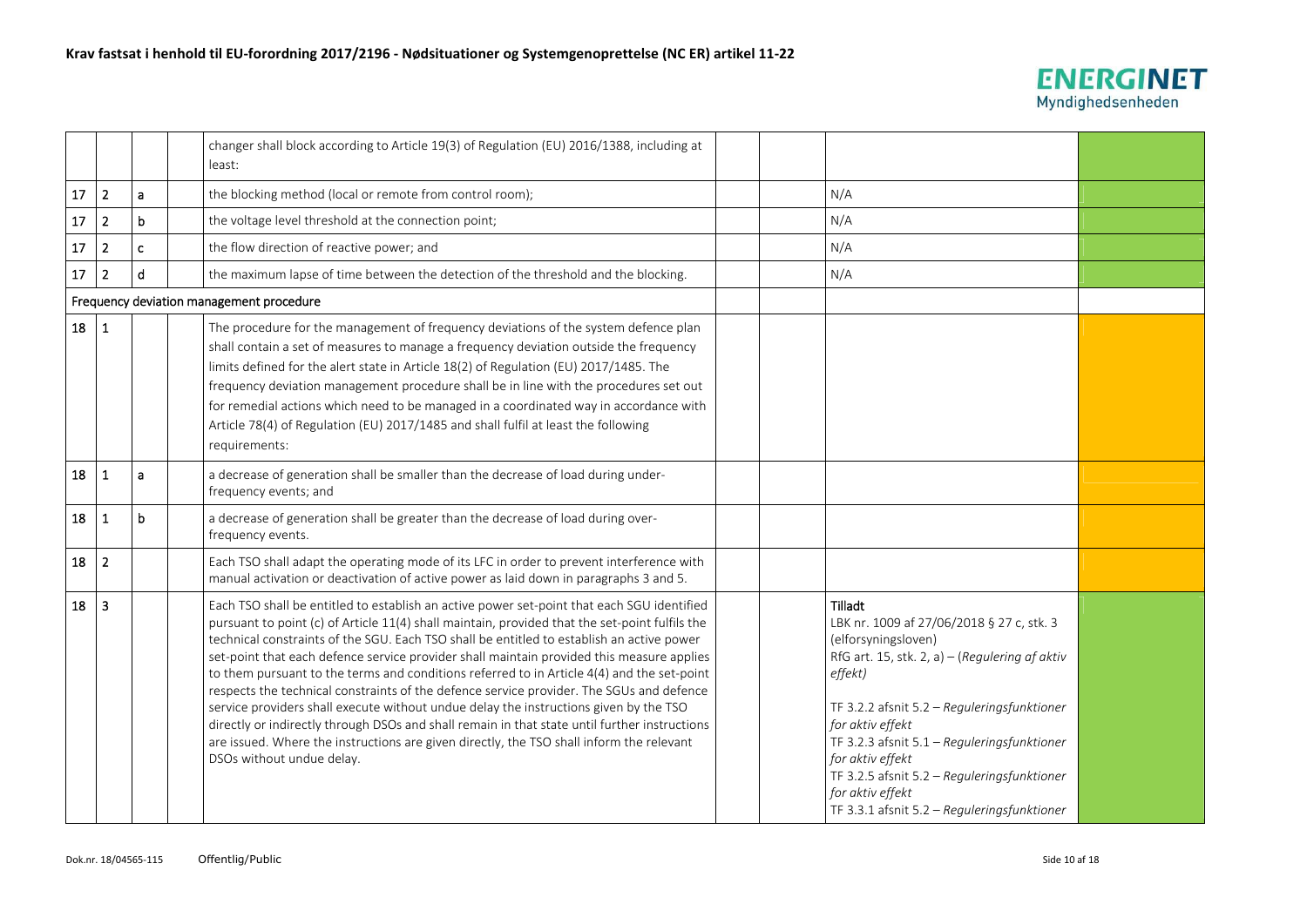# Krav fastsat i henhold til EU-forordning 2017/2196 - Nødsituationer og Systemgenoprettelse (NC ER) artikel 11-22

| | | | | | | | | |
|---|---|---|---|---|---|---|---|---|
| | | | | changer shall block according to Article 19(3) of Regulation (EU) 2016/1388, including at least: | | | | |
| 17 | 2 | a | | the blocking method (local or remote from control room); | | | N/A | |
| 17 | 2 | b | | the voltage level threshold at the connection point; | | | N/A | |
| 17 | 2 | c | | the flow direction of reactive power; and | | | N/A | |
| 17 | 2 | d | | the maximum lapse of time between the detection of the threshold and the blocking. | | | N/A | |
| Frequency deviation management procedure | | | | | | | | |
| 18 | 1 | | | The procedure for the management of frequency deviations of the system defence plan shall contain a set of measures to manage a frequency deviation outside the frequency limits defined for the alert state in Article 18(2) of Regulation (EU) 2017/1485. The frequency deviation management procedure shall be in line with the procedures set out for remedial actions which need to be managed in a coordinated way in accordance with Article 78(4) of Regulation (EU) 2017/1485 and shall fulfil at least the following requirements: | | | | |
| 18 | 1 | a | | a decrease of generation shall be smaller than the decrease of load during under-frequency events; and | | | | |
| 18 | 1 | b | | a decrease of generation shall be greater than the decrease of load during over-frequency events. | | | | |
| 18 | 2 | | | Each TSO shall adapt the operating mode of its LFC in order to prevent interference with manual activation or deactivation of active power as laid down in paragraphs 3 and 5. | | | | |
| 18 | 3 | | | Each TSO shall be entitled to establish an active power set-point that each SGU identified pursuant to point (c) of Article 11(4) shall maintain, provided that the set-point fulfils the technical constraints of the SGU. Each TSO shall be entitled to establish an active power set-point that each defence service provider shall maintain provided this measure applies to them pursuant to the terms and conditions referred to in Article 4(4) and the set-point respects the technical constraints of the defence service provider. The SGUs and defence service providers shall execute without undue delay the instructions given by the TSO directly or indirectly through DSOs and shall remain in that state until further instructions are issued. Where the instructions are given directly, the TSO shall inform the relevant DSOs without undue delay. | | | **Tilladt**<br>LBK nr. 1009 af 27/06/2018 § 27 c, stk. 3 (elforsyningsloven)<br>RfG art. 15, stk. 2, a) – (*Regulering af aktiv effekt*)<br><br>TF 3.2.2 afsnit 5.2 – *Reguleringsfunktioner for aktiv effekt*<br>TF 3.2.3 afsnit 5.1 – *Reguleringsfunktioner for aktiv effekt*<br>TF 3.2.5 afsnit 5.2 – *Reguleringsfunktioner for aktiv effekt*<br>TF 3.3.1 afsnit 5.2 – *Reguleringsfunktioner* | |

Dok.nr. 18/04565-115 Offentlig/Public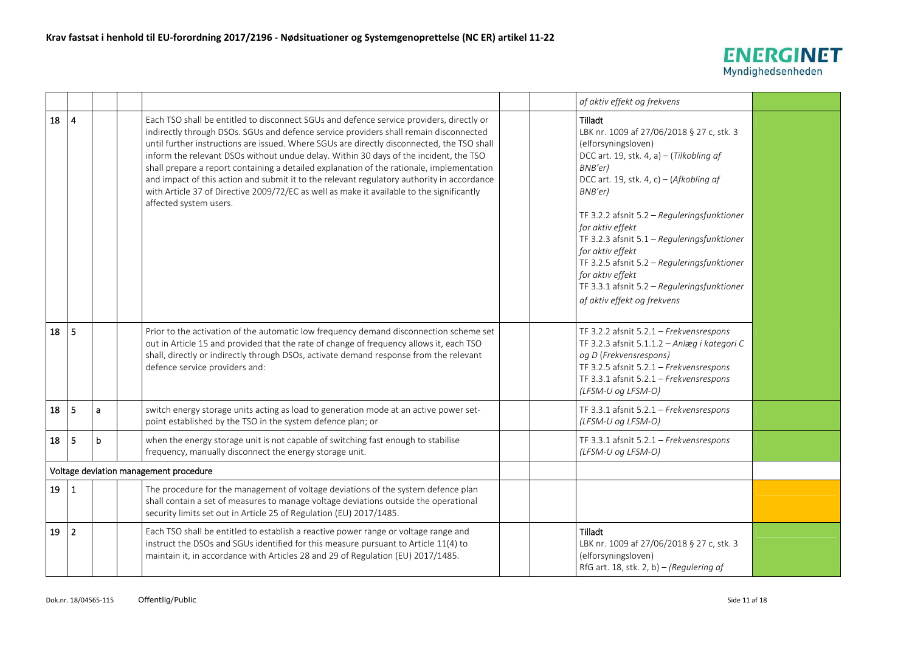| | | | | | | | | |
|---|---|---|---|---|---|---|---|---|
| | | | | | | | *af aktiv effekt og frekvens* | |
| 18 | 4 | | | Each TSO shall be entitled to disconnect SGUs and defence service providers, directly or indirectly through DSOs. SGUs and defence service providers shall remain disconnected until further instructions are issued. Where SGUs are directly disconnected, the TSO shall inform the relevant DSOs without undue delay. Within 30 days of the incident, the TSO shall prepare a report containing a detailed explanation of the rationale, implementation and impact of this action and submit it to the relevant regulatory authority in accordance with Article 37 of Directive 2009/72/EC as well as make it available to the significantly affected system users. | | | Tilladt<br>LBK nr. 1009 af 27/06/2018 § 27 c, stk. 3 (elforsyningsloven)<br>DCC art. 19, stk. 4, a) – (*Tilkobling af BNB'er*)<br>DCC art. 19, stk. 4, c) – (*Afkobling af BNB'er*)<br><br>TF 3.2.2 afsnit 5.2 – *Reguleringsfunktioner for aktiv effekt*<br>TF 3.2.3 afsnit 5.1 – *Reguleringsfunktioner for aktiv effekt*<br>TF 3.2.5 afsnit 5.2 – *Reguleringsfunktioner for aktiv effekt*<br>TF 3.3.1 afsnit 5.2 – *Reguleringsfunktioner af aktiv effekt og frekvens* | |
| 18 | 5 | | | Prior to the activation of the automatic low frequency demand disconnection scheme set out in Article 15 and provided that the rate of change of frequency allows it, each TSO shall, directly or indirectly through DSOs, activate demand response from the relevant defence service providers and: | | | TF 3.2.2 afsnit 5.2.1 – *Frekvensrespons*<br>TF 3.2.3 afsnit 5.1.1.2 – *Anlæg i kategori C og D* (*Frekvensrespons*)<br>TF 3.2.5 afsnit 5.2.1 – *Frekvensrespons*<br>TF 3.3.1 afsnit 5.2.1 – *Frekvensrespons (LFSM-U og LFSM-O)* | |
| 18 | 5 | a | | switch energy storage units acting as load to generation mode at an active power set-point established by the TSO in the system defence plan; or | | | TF 3.3.1 afsnit 5.2.1 – *Frekvensrespons (LFSM-U og LFSM-O)* | |
| 18 | 5 | b | | when the energy storage unit is not capable of switching fast enough to stabilise frequency, manually disconnect the energy storage unit. | | | TF 3.3.1 afsnit 5.2.1 – *Frekvensrespons (LFSM-U og LFSM-O)* | |
| Voltage deviation management procedure | | | | | | | | |
| 19 | 1 | | | The procedure for the management of voltage deviations of the system defence plan shall contain a set of measures to manage voltage deviations outside the operational security limits set out in Article 25 of Regulation (EU) 2017/1485. | | | | |
| 19 | 2 | | | Each TSO shall be entitled to establish a reactive power range or voltage range and instruct the DSOs and SGUs identified for this measure pursuant to Article 11(4) to maintain it, in accordance with Articles 28 and 29 of Regulation (EU) 2017/1485. | | | Tilladt<br>LBK nr. 1009 af 27/06/2018 § 27 c, stk. 3 (elforsyningsloven)<br>RfG art. 18, stk. 2, b) – *(Regulering af* | |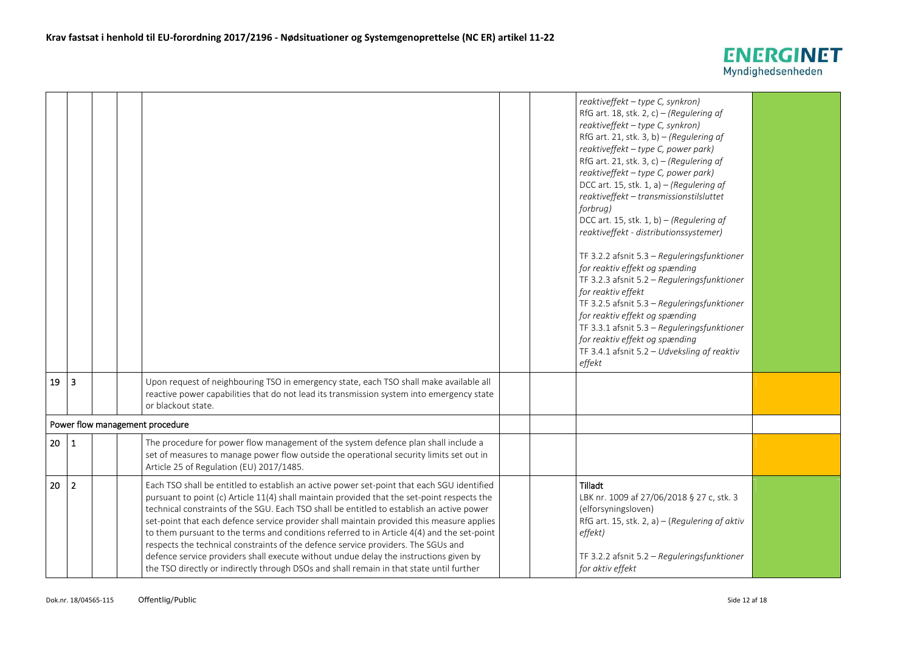# Krav fastsat i henhold til EU-forordning 2017/2196 - Nødsituationer og Systemgenoprettelse (NC ER) artikel 11-22

| | | | | | | | | |
|---|---|---|---|---|---|---|---|---|
| | | | | | | | *reaktiveffekt – type C, synkron)*<br>RfG art. 18, stk. 2, c) – *(Regulering af reaktiveffekt – type C, synkron)*<br>RfG art. 21, stk. 3, b) – *(Regulering af reaktiveffekt – type C, power park)*<br>RfG art. 21, stk. 3, c) – *(Regulering af reaktiveffekt – type C, power park)*<br>DCC art. 15, stk. 1, a) – *(Regulering af reaktiveffekt – transmissionstilsluttet forbrug)*<br>DCC art. 15, stk. 1, b) – *(Regulering af reaktiveffekt - distributionssystemer)*<br><br>TF 3.2.2 afsnit 5.3 – *Reguleringsfunktioner for reaktiv effekt og spænding*<br>TF 3.2.3 afsnit 5.2 – *Reguleringsfunktioner for reaktiv effekt*<br>TF 3.2.5 afsnit 5.3 – *Reguleringsfunktioner for reaktiv effekt og spænding*<br>TF 3.3.1 afsnit 5.3 – *Reguleringsfunktioner for reaktiv effekt og spænding*<br>TF 3.4.1 afsnit 5.2 – *Udveksling af reaktiv effekt* | |
| 19 | 3 | | | Upon request of neighbouring TSO in emergency state, each TSO shall make available all reactive power capabilities that do not lead its transmission system into emergency state or blackout state. | | | | |
| Power flow management procedure | | | | | | | | |
| 20 | 1 | | | The procedure for power flow management of the system defence plan shall include a set of measures to manage power flow outside the operational security limits set out in Article 25 of Regulation (EU) 2017/1485. | | | | |
| 20 | 2 | | | Each TSO shall be entitled to establish an active power set-point that each SGU identified pursuant to point (c) Article 11(4) shall maintain provided that the set-point respects the technical constraints of the SGU. Each TSO shall be entitled to establish an active power set-point that each defence service provider shall maintain provided this measure applies to them pursuant to the terms and conditions referred to in Article 4(4) and the set-point respects the technical constraints of the defence service providers. The SGUs and defence service providers shall execute without undue delay the instructions given by the TSO directly or indirectly through DSOs and shall remain in that state until further | | | **Tilladt**<br>LBK nr. 1009 af 27/06/2018 § 27 c, stk. 3 (elforsyningsloven)<br>RfG art. 15, stk. 2, a) – *(Regulering af aktiv effekt)*<br><br>TF 3.2.2 afsnit 5.2 – *Reguleringsfunktioner for aktiv effekt* | |

Dok.nr. 18/04565-115 Offentlig/Public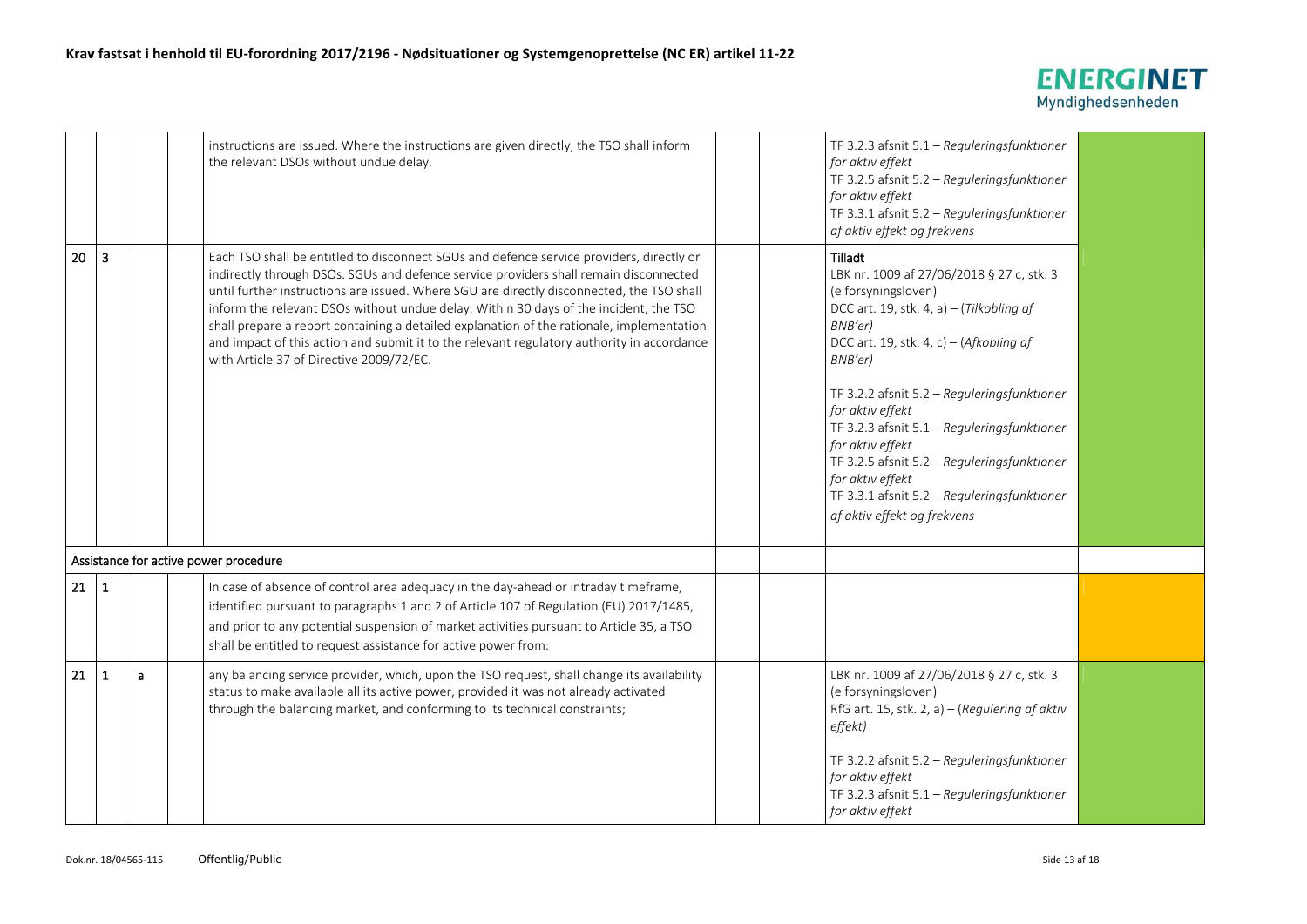## Krav fastsat i henhold til EU-forordning 2017/2196 - Nødsituationer og Systemgenoprettelse (NC ER) artikel 11-22

| | | | | | | | | |
|---|---|---|---|---|---|---|---|---|
| | | | | instructions are issued. Where the instructions are given directly, the TSO shall inform the relevant DSOs without undue delay. | | | TF 3.2.3 afsnit 5.1 – *Reguleringsfunktioner for aktiv effekt*<br>TF 3.2.5 afsnit 5.2 – *Reguleringsfunktioner for aktiv effekt*<br>TF 3.3.1 afsnit 5.2 – *Reguleringsfunktioner af aktiv effekt og frekvens* | |
| 20 | 3 | | | Each TSO shall be entitled to disconnect SGUs and defence service providers, directly or indirectly through DSOs. SGUs and defence service providers shall remain disconnected until further instructions are issued. Where SGU are directly disconnected, the TSO shall inform the relevant DSOs without undue delay. Within 30 days of the incident, the TSO shall prepare a report containing a detailed explanation of the rationale, implementation and impact of this action and submit it to the relevant regulatory authority in accordance with Article 37 of Directive 2009/72/EC. | | | Tilladt<br>LBK nr. 1009 af 27/06/2018 § 27 c, stk. 3 (elforsyningsloven)<br>DCC art. 19, stk. 4, a) – (*Tilkobling af BNB'er*)<br>DCC art. 19, stk. 4, c) – (*Afkobling af BNB'er*)<br><br>TF 3.2.2 afsnit 5.2 – *Reguleringsfunktioner for aktiv effekt*<br>TF 3.2.3 afsnit 5.1 – *Reguleringsfunktioner for aktiv effekt*<br>TF 3.2.5 afsnit 5.2 – *Reguleringsfunktioner for aktiv effekt*<br>TF 3.3.1 afsnit 5.2 – *Reguleringsfunktioner af aktiv effekt og frekvens* | |
| Assistance for active power procedure | | | | | | | | |
| 21 | 1 | | | In case of absence of control area adequacy in the day-ahead or intraday timeframe, identified pursuant to paragraphs 1 and 2 of Article 107 of Regulation (EU) 2017/1485, and prior to any potential suspension of market activities pursuant to Article 35, a TSO shall be entitled to request assistance for active power from: | | | | |
| 21 | 1 | a | | any balancing service provider, which, upon the TSO request, shall change its availability status to make available all its active power, provided it was not already activated through the balancing market, and conforming to its technical constraints; | | | LBK nr. 1009 af 27/06/2018 § 27 c, stk. 3 (elforsyningsloven)<br>RfG art. 15, stk. 2, a) – (*Regulering af aktiv effekt*)<br><br>TF 3.2.2 afsnit 5.2 – *Reguleringsfunktioner for aktiv effekt*<br>TF 3.2.3 afsnit 5.1 – *Reguleringsfunktioner for aktiv effekt* | |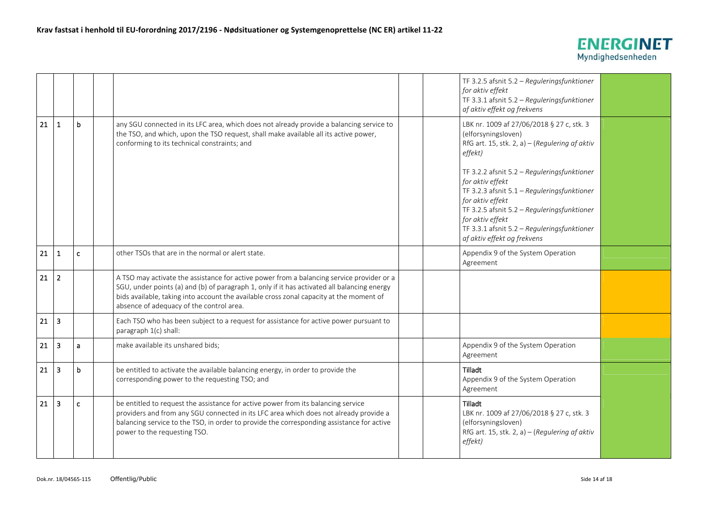# Krav fastsat i henhold til EU-forordning 2017/2196 - Nødsituationer og Systemgenoprettelse (NC ER) artikel 11-22

| | | | | | | | | |
|---|---|---|---|---|---|---|---|---|
| | | | | | | | TF 3.2.5 afsnit 5.2 – *Reguleringsfunktioner for aktiv effekt*<br>TF 3.3.1 afsnit 5.2 – *Reguleringsfunktioner af aktiv effekt og frekvens* | |
| 21 | 1 | b | | any SGU connected in its LFC area, which does not already provide a balancing service to the TSO, and which, upon the TSO request, shall make available all its active power, conforming to its technical constraints; and | | | LBK nr. 1009 af 27/06/2018 § 27 c, stk. 3 (elforsyningsloven)<br>RfG art. 15, stk. 2, a) – (*Regulering af aktiv effekt)*<br><br>TF 3.2.2 afsnit 5.2 – *Reguleringsfunktioner for aktiv effekt*<br>TF 3.2.3 afsnit 5.1 – *Reguleringsfunktioner for aktiv effekt*<br>TF 3.2.5 afsnit 5.2 – *Reguleringsfunktioner for aktiv effekt*<br>TF 3.3.1 afsnit 5.2 – *Reguleringsfunktioner af aktiv effekt og frekvens* | |
| 21 | 1 | c | | other TSOs that are in the normal or alert state. | | | Appendix 9 of the System Operation Agreement | |
| 21 | 2 | | | A TSO may activate the assistance for active power from a balancing service provider or a SGU, under points (a) and (b) of paragraph 1, only if it has activated all balancing energy bids available, taking into account the available cross zonal capacity at the moment of absence of adequacy of the control area. | | | | |
| 21 | 3 | | | Each TSO who has been subject to a request for assistance for active power pursuant to paragraph 1(c) shall: | | | | |
| 21 | 3 | a | | make available its unshared bids; | | | Appendix 9 of the System Operation Agreement | |
| 21 | 3 | b | | be entitled to activate the available balancing energy, in order to provide the corresponding power to the requesting TSO; and | | | **Tilladt**<br>Appendix 9 of the System Operation Agreement | |
| 21 | 3 | c | | be entitled to request the assistance for active power from its balancing service providers and from any SGU connected in its LFC area which does not already provide a balancing service to the TSO, in order to provide the corresponding assistance for active power to the requesting TSO. | | | **Tilladt**<br>LBK nr. 1009 af 27/06/2018 § 27 c, stk. 3 (elforsyningsloven)<br>RfG art. 15, stk. 2, a) – (*Regulering af aktiv effekt)* | |

Dok.nr. 18/04565-115 Offentlig/Public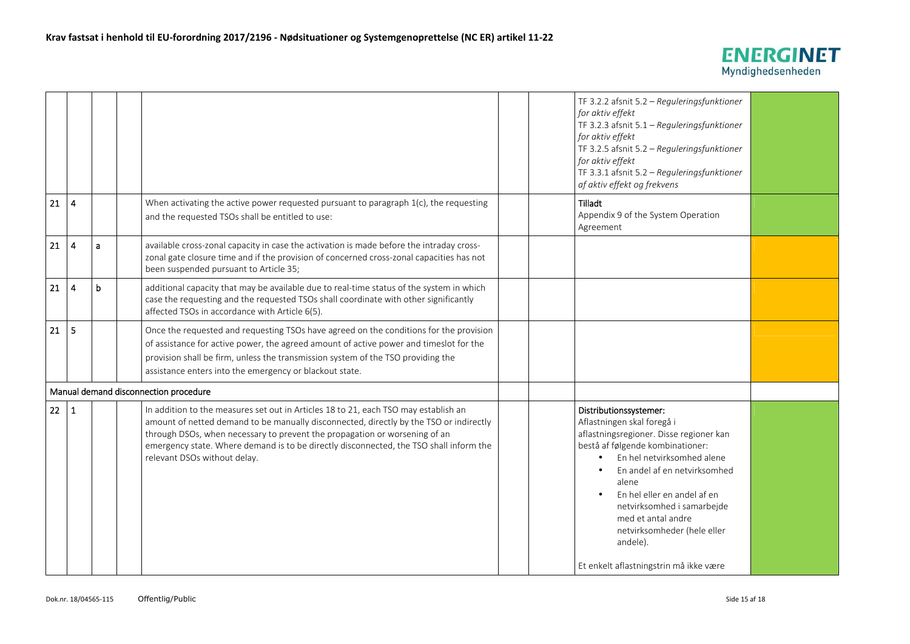# Krav fastsat i henhold til EU-forordning 2017/2196 - Nødsituationer og Systemgenopretteelse (NC ER) artikel 11-22

| | | | | | | | | |
|---|---|---|---|---|---|---|---|---|
| | | | | | | | TF 3.2.2 afsnit 5.2 – *Reguleringsfunktioner for aktiv effekt*<br>TF 3.2.3 afsnit 5.1 – *Reguleringsfunktioner for aktiv effekt*<br>TF 3.2.5 afsnit 5.2 – *Reguleringsfunktioner for aktiv effekt*<br>TF 3.3.1 afsnit 5.2 – *Reguleringsfunktioner af aktiv effekt og frekvens* | |
| 21 | 4 | | | When activating the active power requested pursuant to paragraph 1(c), the requesting and the requested TSOs shall be entitled to use: | | | **Tilladt**<br>Appendix 9 of the System Operation Agreement | |
| 21 | 4 | a | | available cross-zonal capacity in case the activation is made before the intraday cross-zonal gate closure time and if the provision of concerned cross-zonal capacities has not been suspended pursuant to Article 35; | | | | |
| 21 | 4 | b | | additional capacity that may be available due to real-time status of the system in which case the requesting and the requested TSOs shall coordinate with other significantly affected TSOs in accordance with Article 6(5). | | | | |
| 21 | 5 | | | Once the requested and requesting TSOs have agreed on the conditions for the provision of assistance for active power, the agreed amount of active power and timeslot for the provision shall be firm, unless the transmission system of the TSO providing the assistance enters into the emergency or blackout state. | | | | |
| Manual demand disconnection procedure | | | | | | | | |
| 22 | 1 | | | In addition to the measures set out in Articles 18 to 21, each TSO may establish an amount of netted demand to be manually disconnected, directly by the TSO or indirectly through DSOs, when necessary to prevent the propagation or worsening of an emergency state. Where demand is to be directly disconnected, the TSO shall inform the relevant DSOs without delay. | | | **Distributionssystemer:**<br>Aflastningen skal foregå i aflastningsregioner. Disse regioner kan bestå af følgende kombinationer:<br>• En hel netvirksomhed alene<br>• En andel af en netvirksomhed alene<br>• En hel eller en andel af en netvirksomhed i samarbejde med et antal andre netvirksomheder (hele eller andele).<br><br>Et enkelt aflastningstrin må ikke være | |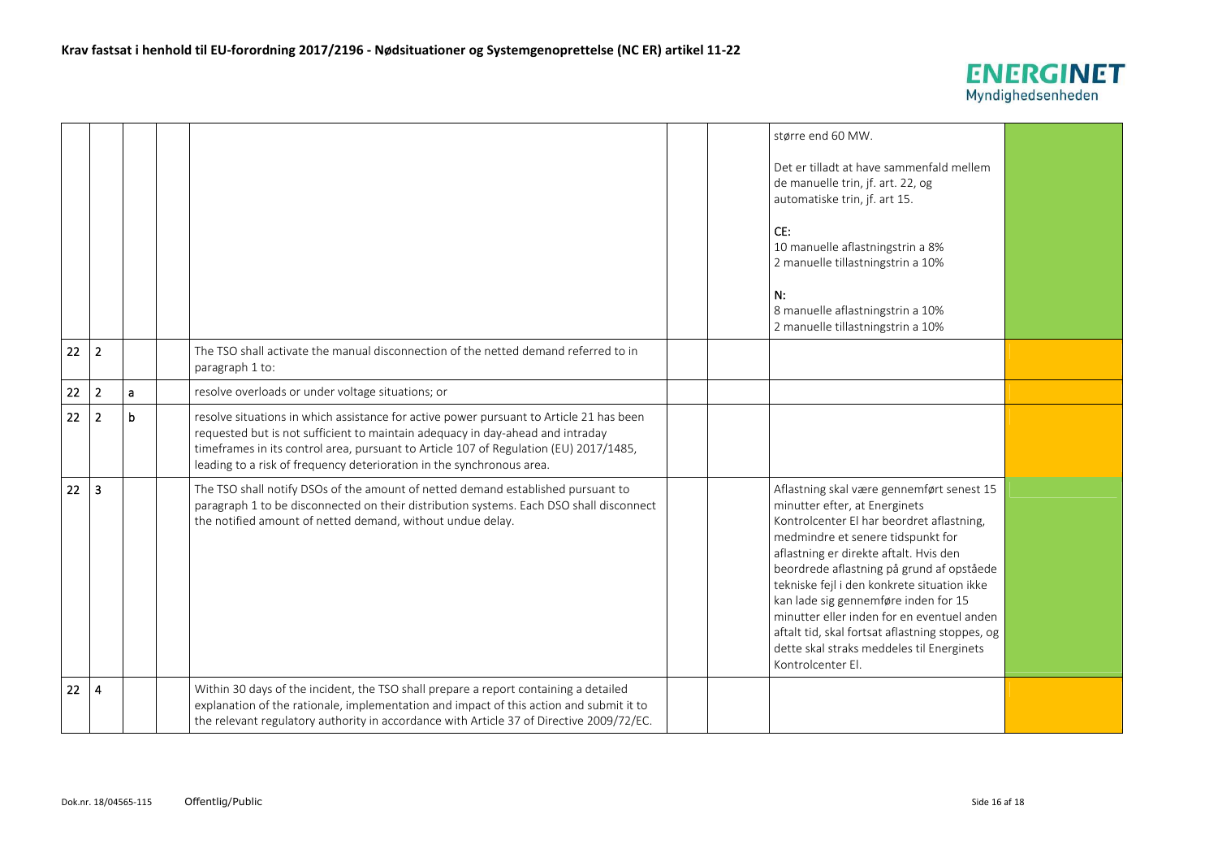| | | | | | | | | |
|---|---|---|---|---|---|---|---|---|
| | | | | | | | større end 60 MW.<br><br>Det er tilladt at have sammenfald mellem de manuelle trin, jf. art. 22, og automatiske trin, jf. art 15.<br><br>CE:<br>10 manuelle aflastningstrin a 8%<br>2 manuelle tillastningstrin a 10%<br><br>N:<br>8 manuelle aflastningstrin a 10%<br>2 manuelle tillastningstrin a 10% | |
| 22 | 2 | | | The TSO shall activate the manual disconnection of the netted demand referred to in paragraph 1 to: | | | | |
| 22 | 2 | a | | resolve overloads or under voltage situations; or | | | | |
| 22 | 2 | b | | resolve situations in which assistance for active power pursuant to Article 21 has been requested but is not sufficient to maintain adequacy in day-ahead and intraday timeframes in its control area, pursuant to Article 107 of Regulation (EU) 2017/1485, leading to a risk of frequency deterioration in the synchronous area. | | | | |
| 22 | 3 | | | The TSO shall notify DSOs of the amount of netted demand established pursuant to paragraph 1 to be disconnected on their distribution systems. Each DSO shall disconnect the notified amount of netted demand, without undue delay. | | | Aflastning skal være gennemført senest 15 minutter efter, at Energinets Kontrolcenter El har beordret aflastning, medmindre et senere tidspunkt for aflastning er direkte aftalt. Hvis den beordrede aflastning på grund af opståede tekniske fejl i den konkrete situation ikke kan lade sig gennemføre inden for 15 minutter eller inden for en eventuel anden aftalt tid, skal fortsat aflastning stoppes, og dette skal straks meddeles til Energinets Kontrolcenter El. | |
| 22 | 4 | | | Within 30 days of the incident, the TSO shall prepare a report containing a detailed explanation of the rationale, implementation and impact of this action and submit it to the relevant regulatory authority in accordance with Article 37 of Directive 2009/72/EC. | | | | |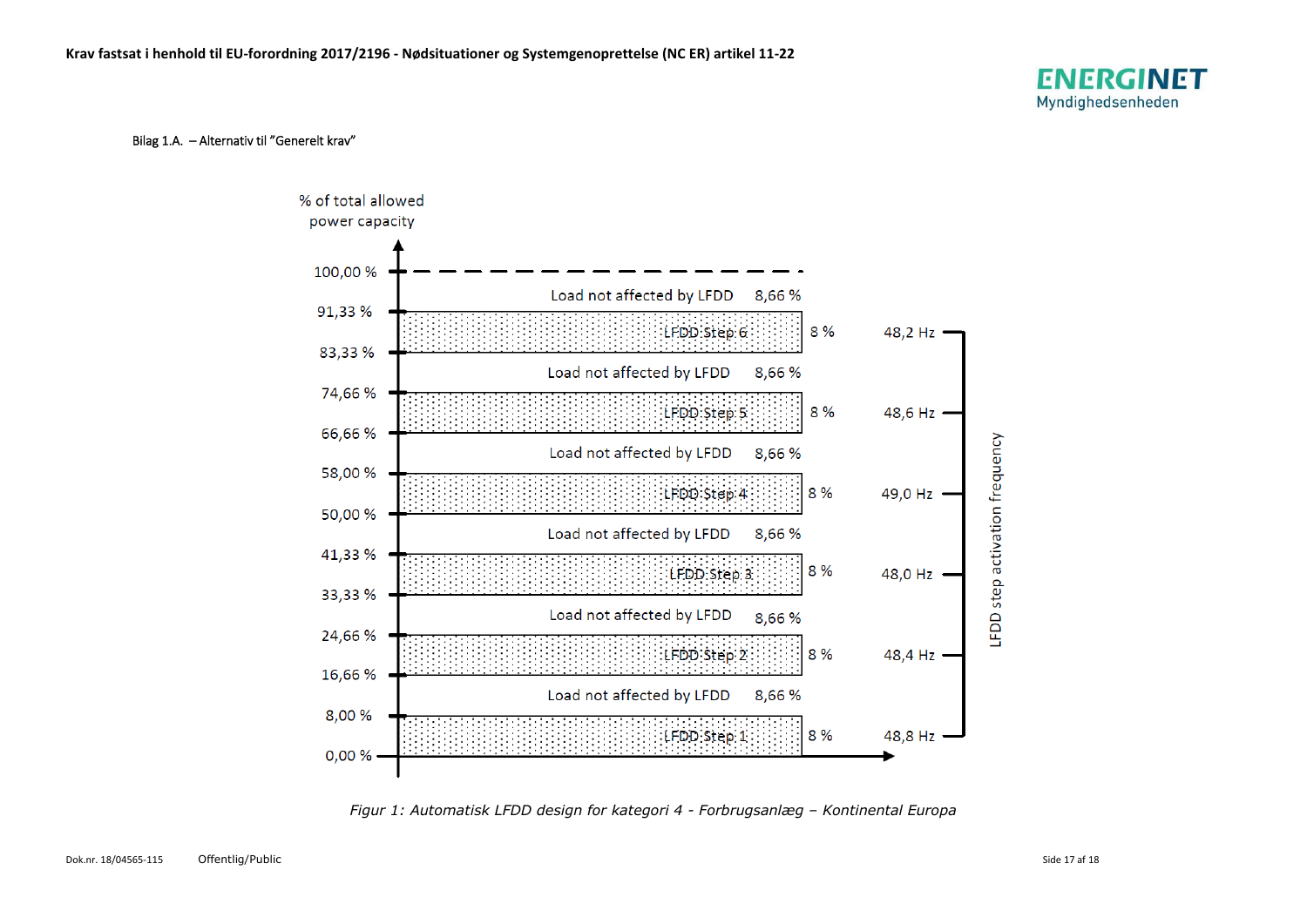Bilag 1.A. – Alternativ til "Generelt krav"

% of total allowed power capacity

| % of total allowed power capacity | Block | Share | LFDD step activation frequency |
|---|---|---|---|
| 91,33 % – 100,00 % | Load not affected by LFDD | 8,66 % | |
| 83,33 % – 91,33 % | LFDD Step 6 | 8 % | 48,2 Hz |
| 74,66 % – 83,33 % | Load not affected by LFDD | 8,66 % | |
| 66,66 % – 74,66 % | LFDD Step 5 | 8 % | 48,6 Hz |
| 58,00 % – 66,66 % | Load not affected by LFDD | 8,66 % | |
| 50,00 % – 58,00 % | LFDD Step 4 | 8 % | 49,0 Hz |
| 41,33 % – 50,00 % | Load not affected by LFDD | 8,66 % | |
| 33,33 % – 41,33 % | LFDD Step 3 | 8 % | 48,0 Hz |
| 24,66 % – 33,33 % | Load not affected by LFDD | 8,66 % | |
| 16,66 % – 24,66 % | LFDD Step 2 | 8 % | 48,4 Hz |
| 8,00 % – 16,66 % | Load not affected by LFDD | 8,66 % | |
| 0,00 % – 8,00 % | LFDD Step 1 | 8 % | 48,8 Hz |

*Figur 1: Automatisk LFDD design for kategori 4 - Forbrugsanlæg – Kontinental Europa*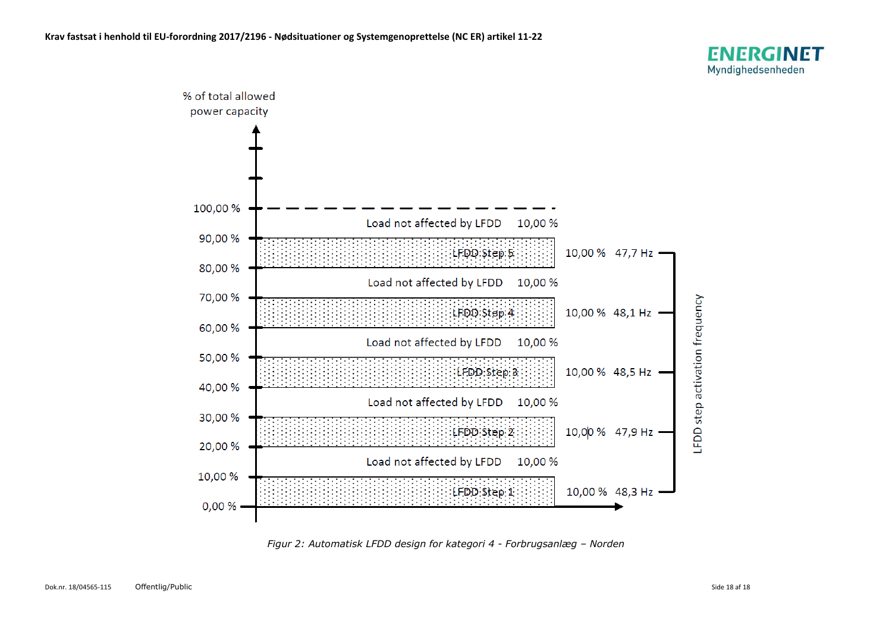% of total allowed power capacity

100,00 %
90,00 %
80,00 %
70,00 %
60,00 %
50,00 %
40,00 %
30,00 %
20,00 %
10,00 %
0,00 %

Load not affected by LFDD 10,00 %
LFDD Step 5 10,00 % 47,7 Hz
Load not affected by LFDD 10,00 %
LFDD Step 4 10,00 % 48,1 Hz
Load not affected by LFDD 10,00 %
LFDD Step 3 10,00 % 48,5 Hz
Load not affected by LFDD 10,00 %
LFDD Step 2 10,00 % 47,9 Hz
Load not affected by LFDD 10,00 %
LFDD Step 1 10,00 % 48,3 Hz

LFDD step activation frequency

*Figur 2: Automatisk LFDD design for kategori 4 - Forbrugsanlæg – Norden*